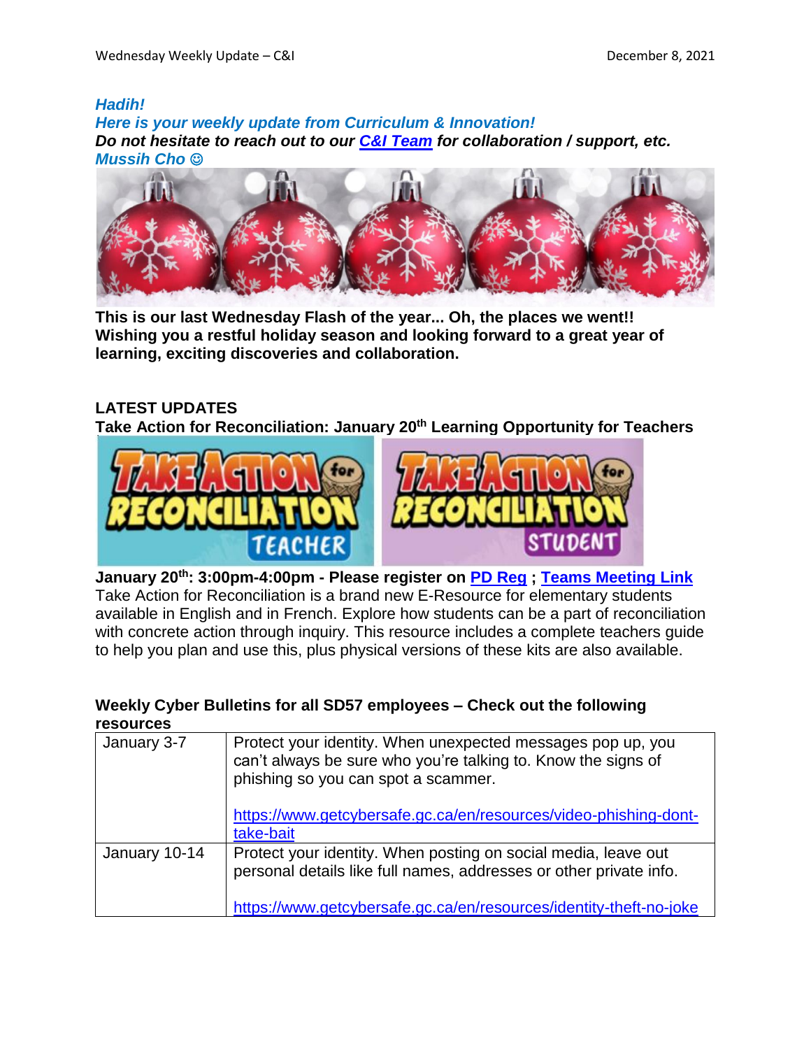***Hadih!***
***Here is your weekly update from Curriculum & Innovation!***
***Do not hesitate to reach out to our C&I Team for collaboration / support, etc.***
***Mussih Cho ☺***

**This is our last Wednesday Flash of the year... Oh, the places we went!! Wishing you a restful holiday season and looking forward to a great year of learning, exciting discoveries and collaboration.**

## LATEST UPDATES

### Take Action for Reconciliation: January 20th Learning Opportunity for Teachers

**January 20th: 3:00pm-4:00pm - Please register on PD Reg ; Teams Meeting Link**

Take Action for Reconciliation is a brand new E-Resource for elementary students available in English and in French. Explore how students can be a part of reconciliation with concrete action through inquiry. This resource includes a complete teachers guide to help you plan and use this, plus physical versions of these kits are also available.

### Weekly Cyber Bulletins for all SD57 employees – Check out the following resources

| | |
|---|---|
| January 3-7 | Protect your identity. When unexpected messages pop up, you can't always be sure who you're talking to. Know the signs of phishing so you can spot a scammer.<br><br>https://www.getcybersafe.gc.ca/en/resources/video-phishing-dont-take-bait |
| January 10-14 | Protect your identity. When posting on social media, leave out personal details like full names, addresses or other private info.<br><br>https://www.getcybersafe.gc.ca/en/resources/identity-theft-no-joke |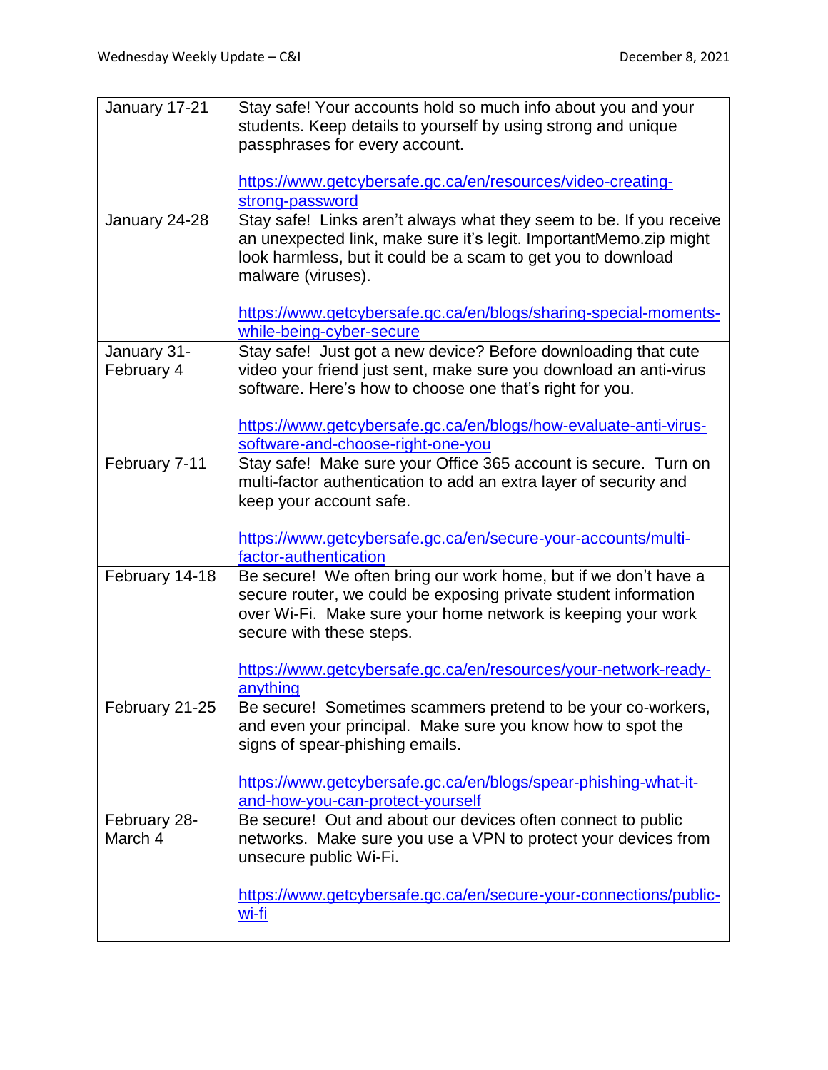| | |
|---|---|
| January 17-21 | Stay safe! Your accounts hold so much info about you and your students. Keep details to yourself by using strong and unique passphrases for every account.<br><br>https://www.getcybersafe.gc.ca/en/resources/video-creating-strong-password |
| January 24-28 | Stay safe! Links aren't always what they seem to be. If you receive an unexpected link, make sure it's legit. ImportantMemo.zip might look harmless, but it could be a scam to get you to download malware (viruses).<br><br>https://www.getcybersafe.gc.ca/en/blogs/sharing-special-moments-while-being-cyber-secure |
| January 31-February 4 | Stay safe! Just got a new device? Before downloading that cute video your friend just sent, make sure you download an anti-virus software. Here's how to choose one that's right for you.<br><br>https://www.getcybersafe.gc.ca/en/blogs/how-evaluate-anti-virus-software-and-choose-right-one-you |
| February 7-11 | Stay safe! Make sure your Office 365 account is secure. Turn on multi-factor authentication to add an extra layer of security and keep your account safe.<br><br>https://www.getcybersafe.gc.ca/en/secure-your-accounts/multi-factor-authentication |
| February 14-18 | Be secure! We often bring our work home, but if we don't have a secure router, we could be exposing private student information over Wi-Fi. Make sure your home network is keeping your work secure with these steps.<br><br>https://www.getcybersafe.gc.ca/en/resources/your-network-ready-anything |
| February 21-25 | Be secure! Sometimes scammers pretend to be your co-workers, and even your principal. Make sure you know how to spot the signs of spear-phishing emails.<br><br>https://www.getcybersafe.gc.ca/en/blogs/spear-phishing-what-it-and-how-you-can-protect-yourself |
| February 28-March 4 | Be secure! Out and about our devices often connect to public networks. Make sure you use a VPN to protect your devices from unsecure public Wi-Fi.<br><br>https://www.getcybersafe.gc.ca/en/secure-your-connections/public-wi-fi |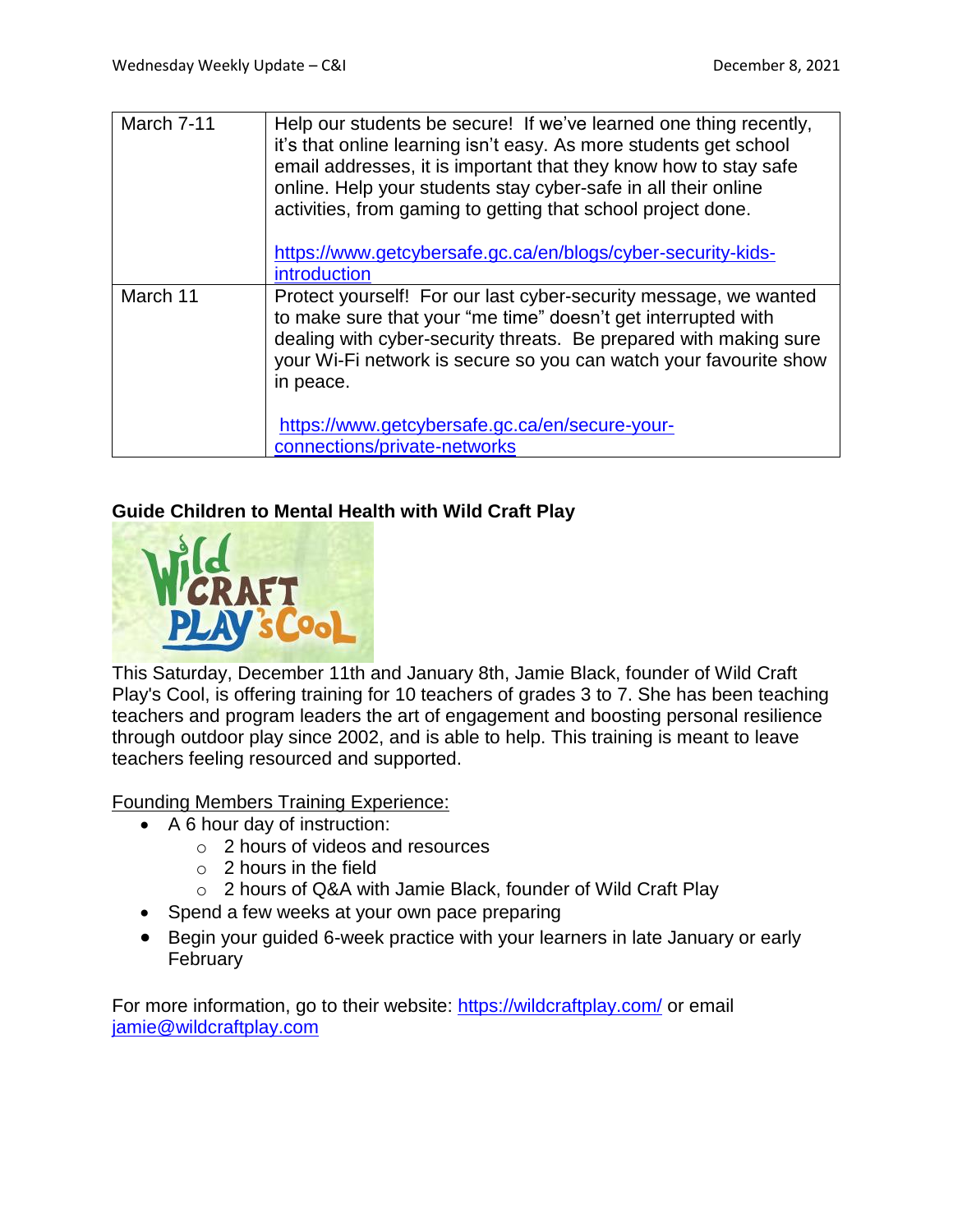| March 7-11 | Help our students be secure! If we've learned one thing recently, it's that online learning isn't easy. As more students get school email addresses, it is important that they know how to stay safe online. Help your students stay cyber-safe in all their online activities, from gaming to getting that school project done. <br><br> https://www.getcybersafe.gc.ca/en/blogs/cyber-security-kids-introduction |
|---|---|
| March 11 | Protect yourself! For our last cyber-security message, we wanted to make sure that your "me time" doesn't get interrupted with dealing with cyber-security threats. Be prepared with making sure your Wi-Fi network is secure so you can watch your favourite show in peace. <br><br> https://www.getcybersafe.gc.ca/en/secure-your-connections/private-networks |

**Guide Children to Mental Health with Wild Craft Play**

This Saturday, December 11th and January 8th, Jamie Black, founder of Wild Craft Play's Cool, is offering training for 10 teachers of grades 3 to 7. She has been teaching teachers and program leaders the art of engagement and boosting personal resilience through outdoor play since 2002, and is able to help. This training is meant to leave teachers feeling resourced and supported.

Founding Members Training Experience:

- A 6 hour day of instruction:
  - 2 hours of videos and resources
  - 2 hours in the field
  - 2 hours of Q&A with Jamie Black, founder of Wild Craft Play
- Spend a few weeks at your own pace preparing
- Begin your guided 6-week practice with your learners in late January or early February

For more information, go to their website: https://wildcraftplay.com/ or email jamie@wildcraftplay.com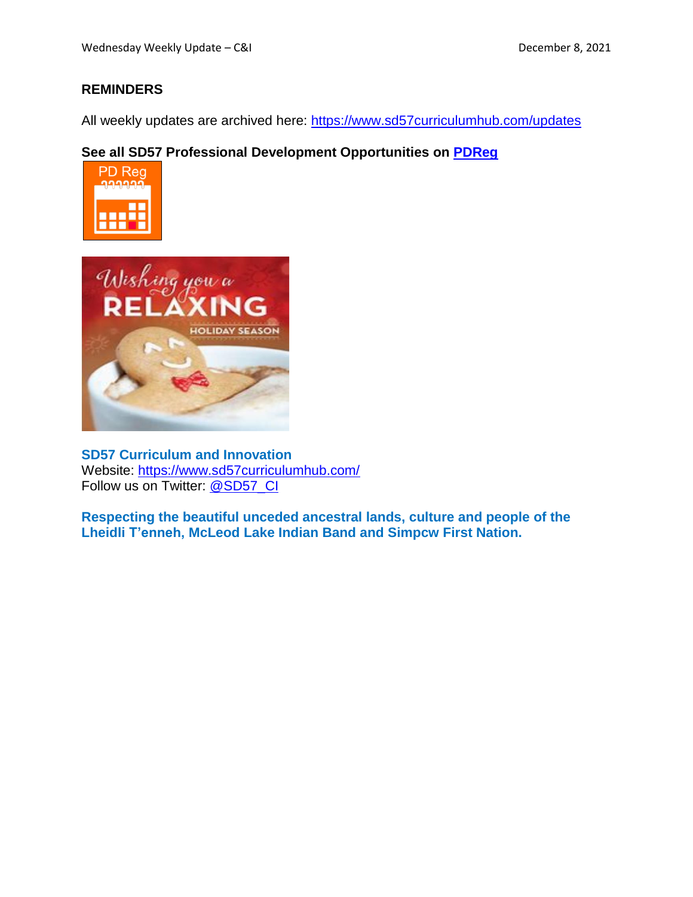## REMINDERS

All weekly updates are archived here: https://www.sd57curriculumhub.com/updates

**See all SD57 Professional Development Opportunities on [PDReg]**

**SD57 Curriculum and Innovation**
Website: https://www.sd57curriculumhub.com/
Follow us on Twitter: @SD57_CI

**Respecting the beautiful unceded ancestral lands, culture and people of the Lheidli T'enneh, McLeod Lake Indian Band and Simpcw First Nation.**